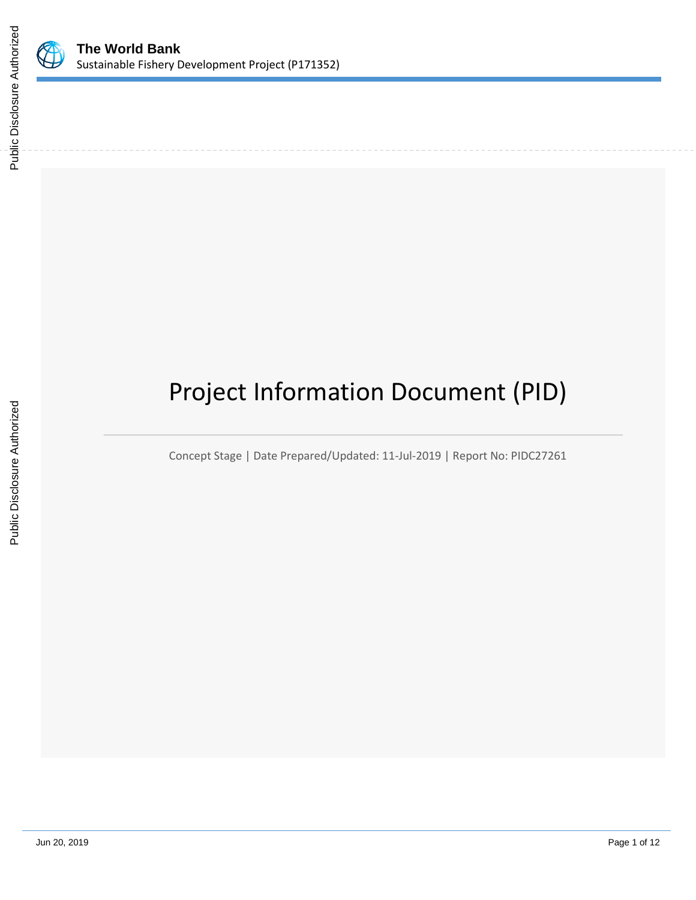**The World Bank**
Sustainable Fishery Development Project (P171352)

# Project Information Document (PID)

Concept Stage | Date Prepared/Updated: 11-Jul-2019 | Report No: PIDC27261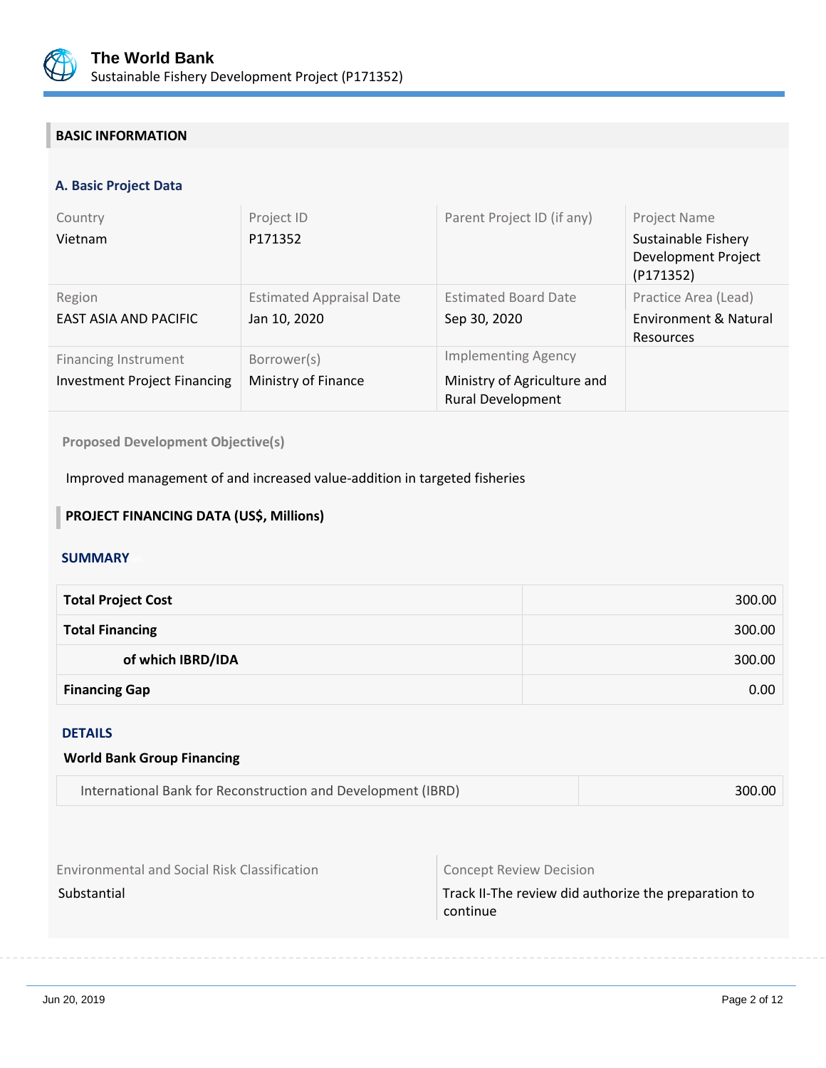## BASIC INFORMATION

### A. Basic Project Data

| Country | Project ID | Parent Project ID (if any) | Project Name |
|---|---|---|---|
| Vietnam | P171352 | | Sustainable Fishery Development Project (P171352) |
| **Region** | **Estimated Appraisal Date** | **Estimated Board Date** | **Practice Area (Lead)** |
| EAST ASIA AND PACIFIC | Jan 10, 2020 | Sep 30, 2020 | Environment & Natural Resources |
| **Financing Instrument** | **Borrower(s)** | **Implementing Agency** | |
| Investment Project Financing | Ministry of Finance | Ministry of Agriculture and Rural Development | |

**Proposed Development Objective(s)**

Improved management of and increased value-addition in targeted fisheries

## PROJECT FINANCING DATA (US$, Millions)

### SUMMARY

| | |
|---|---:|
| **Total Project Cost** | 300.00 |
| **Total Financing** | 300.00 |
| **of which IBRD/IDA** | 300.00 |
| **Financing Gap** | 0.00 |

### DETAILS

**World Bank Group Financing**

| | |
|---|---:|
| International Bank for Reconstruction and Development (IBRD) | 300.00 |

| Environmental and Social Risk Classification | Concept Review Decision |
|---|---|
| Substantial | Track II-The review did authorize the preparation to continue |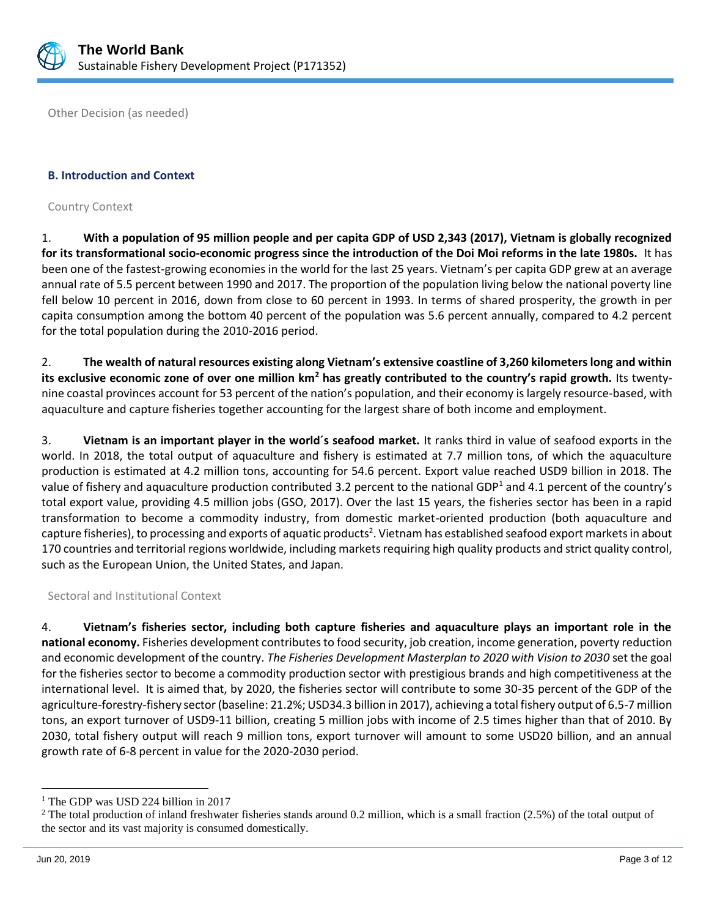Other Decision (as needed)

### B. Introduction and Context

Country Context

1. **With a population of 95 million people and per capita GDP of USD 2,343 (2017), Vietnam is globally recognized for its transformational socio-economic progress since the introduction of the Doi Moi reforms in the late 1980s.** It has been one of the fastest-growing economies in the world for the last 25 years. Vietnam's per capita GDP grew at an average annual rate of 5.5 percent between 1990 and 2017. The proportion of the population living below the national poverty line fell below 10 percent in 2016, down from close to 60 percent in 1993. In terms of shared prosperity, the growth in per capita consumption among the bottom 40 percent of the population was 5.6 percent annually, compared to 4.2 percent for the total population during the 2010-2016 period.

2. **The wealth of natural resources existing along Vietnam's extensive coastline of 3,260 kilometers long and within its exclusive economic zone of over one million km$^2$ has greatly contributed to the country's rapid growth.** Its twenty-nine coastal provinces account for 53 percent of the nation's population, and their economy is largely resource-based, with aquaculture and capture fisheries together accounting for the largest share of both income and employment.

3. **Vietnam is an important player in the world´s seafood market.** It ranks third in value of seafood exports in the world. In 2018, the total output of aquaculture and fishery is estimated at 7.7 million tons, of which the aquaculture production is estimated at 4.2 million tons, accounting for 54.6 percent. Export value reached USD9 billion in 2018. The value of fishery and aquaculture production contributed 3.2 percent to the national GDP[1] and 4.1 percent of the country's total export value, providing 4.5 million jobs (GSO, 2017). Over the last 15 years, the fisheries sector has been in a rapid transformation to become a commodity industry, from domestic market-oriented production (both aquaculture and capture fisheries), to processing and exports of aquatic products[2]. Vietnam has established seafood export markets in about 170 countries and territorial regions worldwide, including markets requiring high quality products and strict quality control, such as the European Union, the United States, and Japan.

Sectoral and Institutional Context

4. **Vietnam's fisheries sector, including both capture fisheries and aquaculture plays an important role in the national economy.** Fisheries development contributes to food security, job creation, income generation, poverty reduction and economic development of the country. *The Fisheries Development Masterplan to 2020 with Vision to 2030* set the goal for the fisheries sector to become a commodity production sector with prestigious brands and high competitiveness at the international level. It is aimed that, by 2020, the fisheries sector will contribute to some 30-35 percent of the GDP of the agriculture-forestry-fishery sector (baseline: 21.2%; USD34.3 billion in 2017), achieving a total fishery output of 6.5-7 million tons, an export turnover of USD9-11 billion, creating 5 million jobs with income of 2.5 times higher than that of 2010. By 2030, total fishery output will reach 9 million tons, export turnover will amount to some USD20 billion, and an annual growth rate of 6-8 percent in value for the 2020-2030 period.

---

[1] The GDP was USD 224 billion in 2017

[2] The total production of inland freshwater fisheries stands around 0.2 million, which is a small fraction (2.5%) of the total output of the sector and its vast majority is consumed domestically.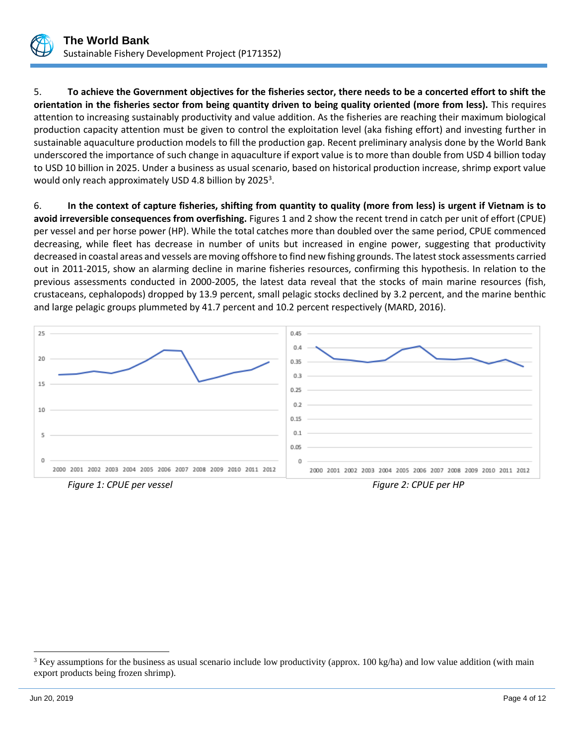5. **To achieve the Government objectives for the fisheries sector, there needs to be a concerted effort to shift the orientation in the fisheries sector from being quantity driven to being quality oriented (more from less).** This requires attention to increasing sustainably productivity and value addition. As the fisheries are reaching their maximum biological production capacity attention must be given to control the exploitation level (aka fishing effort) and investing further in sustainable aquaculture production models to fill the production gap. Recent preliminary analysis done by the World Bank underscored the importance of such change in aquaculture if export value is to more than double from USD 4 billion today to USD 10 billion in 2025. Under a business as usual scenario, based on historical production increase, shrimp export value would only reach approximately USD 4.8 billion by 2025[3].

6. **In the context of capture fisheries, shifting from quantity to quality (more from less) is urgent if Vietnam is to avoid irreversible consequences from overfishing.** Figures 1 and 2 show the recent trend in catch per unit of effort (CPUE) per vessel and per horse power (HP). While the total catches more than doubled over the same period, CPUE commenced decreasing, while fleet has decrease in number of units but increased in engine power, suggesting that productivity decreased in coastal areas and vessels are moving offshore to find new fishing grounds. The latest stock assessments carried out in 2011-2015, show an alarming decline in marine fisheries resources, confirming this hypothesis. In relation to the previous assessments conducted in 2000-2005, the latest data reveal that the stocks of main marine resources (fish, crustaceans, cephalopods) dropped by 13.9 percent, small pelagic stocks declined by 3.2 percent, and the marine benthic and large pelagic groups plummeted by 41.7 percent and 10.2 percent respectively (MARD, 2016).

*Figure 1: CPUE per vessel*

*Figure 2: CPUE per HP*

---

[3] Key assumptions for the business as usual scenario include low productivity (approx. 100 kg/ha) and low value addition (with main export products being frozen shrimp).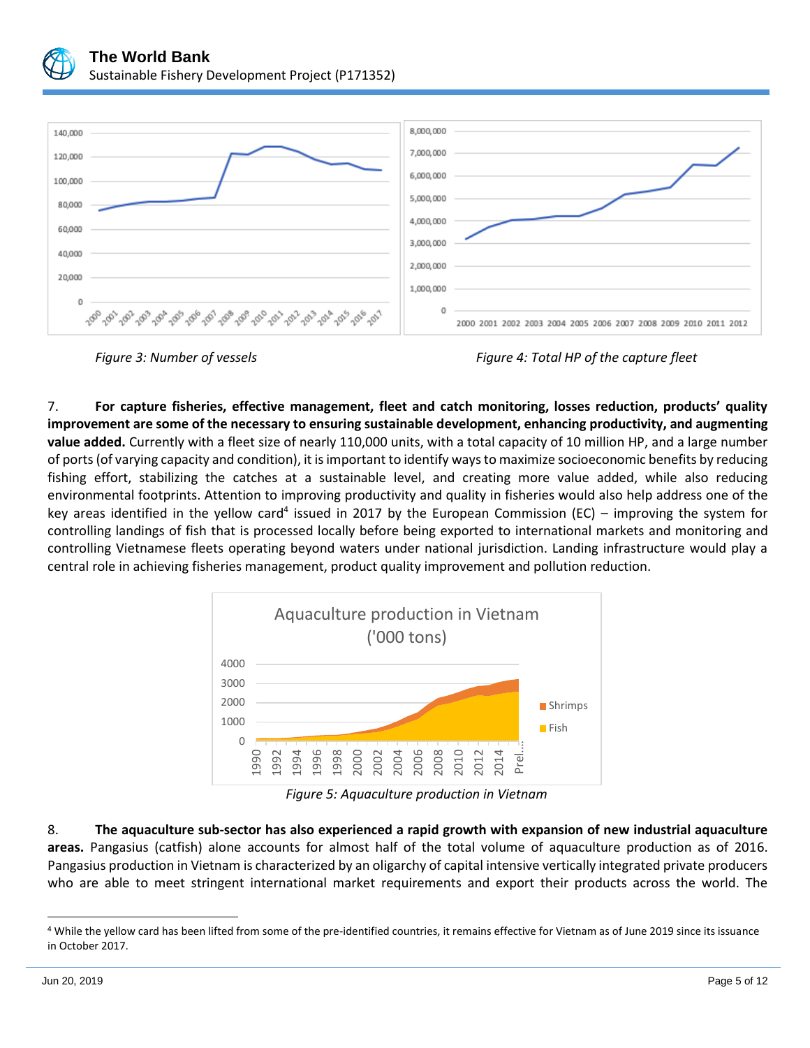*Figure 3: Number of vessels*

*Figure 4: Total HP of the capture fleet*

7. **For capture fisheries, effective management, fleet and catch monitoring, losses reduction, products' quality improvement are some of the necessary to ensuring sustainable development, enhancing productivity, and augmenting value added.** Currently with a fleet size of nearly 110,000 units, with a total capacity of 10 million HP, and a large number of ports (of varying capacity and condition), it is important to identify ways to maximize socioeconomic benefits by reducing fishing effort, stabilizing the catches at a sustainable level, and creating more value added, while also reducing environmental footprints. Attention to improving productivity and quality in fisheries would also help address one of the key areas identified in the yellow card[4] issued in 2017 by the European Commission (EC) – improving the system for controlling landings of fish that is processed locally before being exported to international markets and monitoring and controlling Vietnamese fleets operating beyond waters under national jurisdiction. Landing infrastructure would play a central role in achieving fisheries management, product quality improvement and pollution reduction.

*Figure 5: Aquaculture production in Vietnam*

8. **The aquaculture sub-sector has also experienced a rapid growth with expansion of new industrial aquaculture areas.** Pangasius (catfish) alone accounts for almost half of the total volume of aquaculture production as of 2016. Pangasius production in Vietnam is characterized by an oligarchy of capital intensive vertically integrated private producers who are able to meet stringent international market requirements and export their products across the world. The

---

[4] While the yellow card has been lifted from some of the pre-identified countries, it remains effective for Vietnam as of June 2019 since its issuance in October 2017.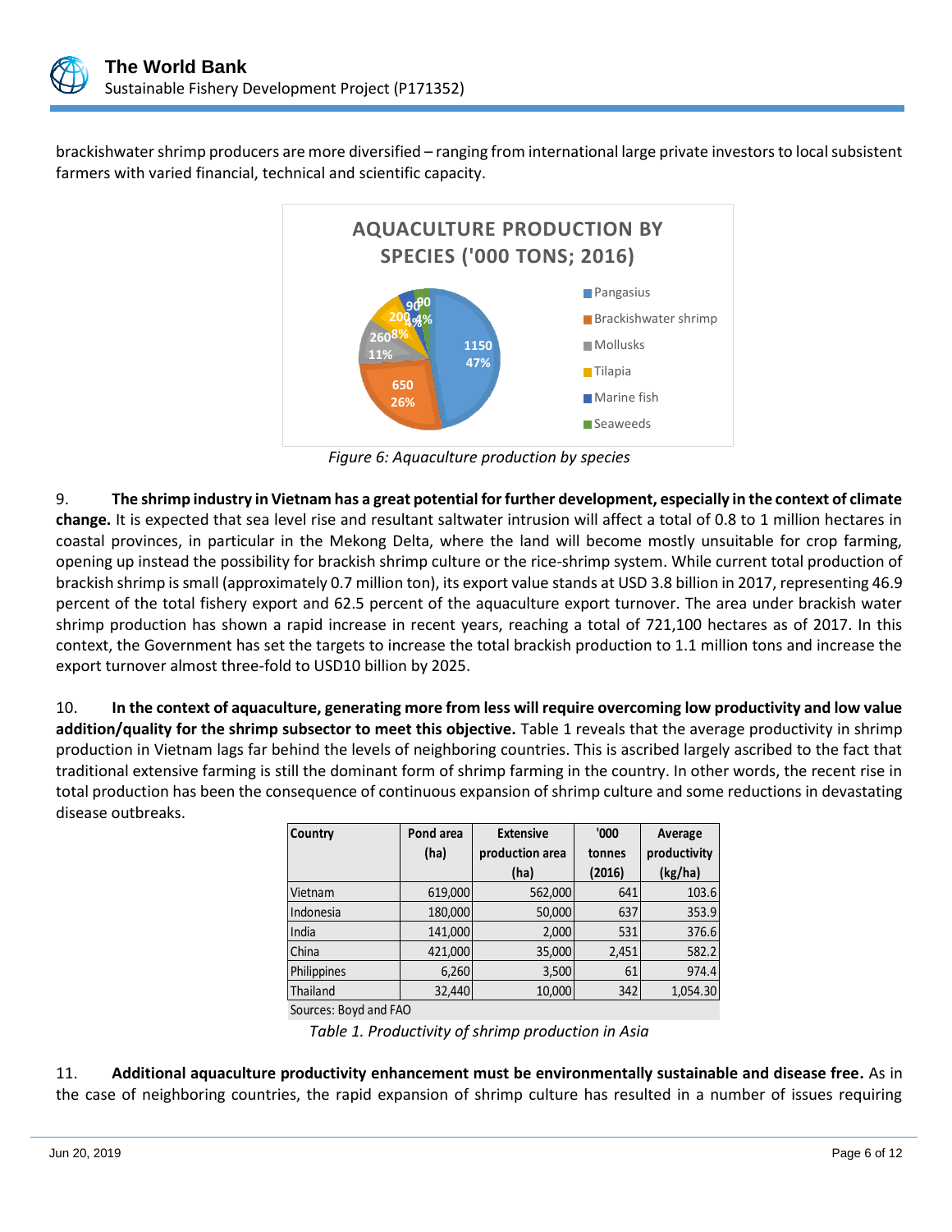brackishwater shrimp producers are more diversified – ranging from international large private investors to local subsistent farmers with varied financial, technical and scientific capacity.

*Figure 6: Aquaculture production by species*

9. **The shrimp industry in Vietnam has a great potential for further development, especially in the context of climate change.** It is expected that sea level rise and resultant saltwater intrusion will affect a total of 0.8 to 1 million hectares in coastal provinces, in particular in the Mekong Delta, where the land will become mostly unsuitable for crop farming, opening up instead the possibility for brackish shrimp culture or the rice-shrimp system. While current total production of brackish shrimp is small (approximately 0.7 million ton), its export value stands at USD 3.8 billion in 2017, representing 46.9 percent of the total fishery export and 62.5 percent of the aquaculture export turnover. The area under brackish water shrimp production has shown a rapid increase in recent years, reaching a total of 721,100 hectares as of 2017. In this context, the Government has set the targets to increase the total brackish production to 1.1 million tons and increase the export turnover almost three-fold to USD10 billion by 2025.

10. **In the context of aquaculture, generating more from less will require overcoming low productivity and low value addition/quality for the shrimp subsector to meet this objective.** Table 1 reveals that the average productivity in shrimp production in Vietnam lags far behind the levels of neighboring countries. This is ascribed largely ascribed to the fact that traditional extensive farming is still the dominant form of shrimp farming in the country. In other words, the recent rise in total production has been the consequence of continuous expansion of shrimp culture and some reductions in devastating disease outbreaks.

| Country | Pond area (ha) | Extensive production area (ha) | '000 tonnes (2016) | Average productivity (kg/ha) |
|---|---|---|---|---|
| Vietnam | 619,000 | 562,000 | 641 | 103.6 |
| Indonesia | 180,000 | 50,000 | 637 | 353.9 |
| India | 141,000 | 2,000 | 531 | 376.6 |
| China | 421,000 | 35,000 | 2,451 | 582.2 |
| Philippines | 6,260 | 3,500 | 61 | 974.4 |
| Thailand | 32,440 | 10,000 | 342 | 1,054.30 |

Sources: Boyd and FAO

*Table 1. Productivity of shrimp production in Asia*

11. **Additional aquaculture productivity enhancement must be environmentally sustainable and disease free.** As in the case of neighboring countries, the rapid expansion of shrimp culture has resulted in a number of issues requiring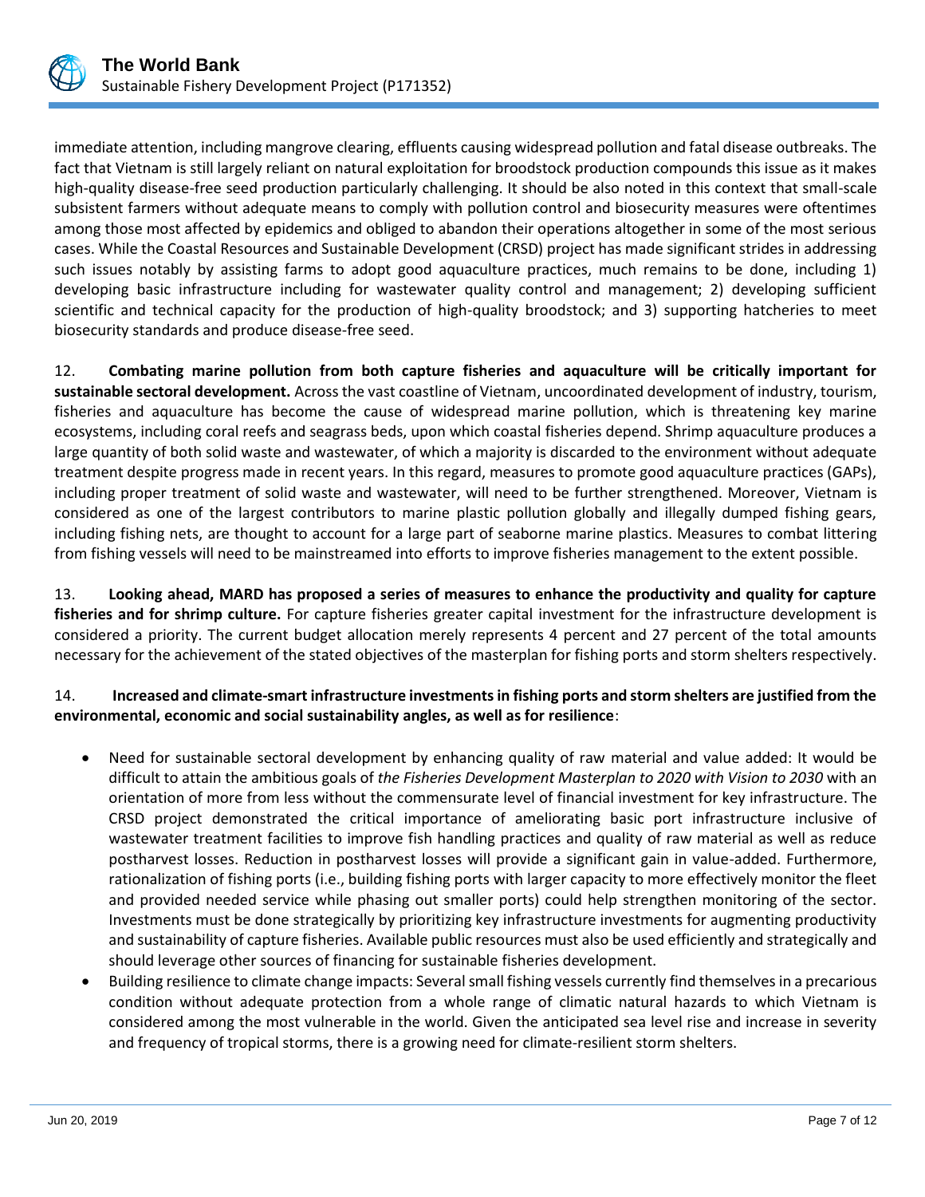immediate attention, including mangrove clearing, effluents causing widespread pollution and fatal disease outbreaks. The fact that Vietnam is still largely reliant on natural exploitation for broodstock production compounds this issue as it makes high-quality disease-free seed production particularly challenging. It should be also noted in this context that small-scale subsistent farmers without adequate means to comply with pollution control and biosecurity measures were oftentimes among those most affected by epidemics and obliged to abandon their operations altogether in some of the most serious cases. While the Coastal Resources and Sustainable Development (CRSD) project has made significant strides in addressing such issues notably by assisting farms to adopt good aquaculture practices, much remains to be done, including 1) developing basic infrastructure including for wastewater quality control and management; 2) developing sufficient scientific and technical capacity for the production of high-quality broodstock; and 3) supporting hatcheries to meet biosecurity standards and produce disease-free seed.

12. **Combating marine pollution from both capture fisheries and aquaculture will be critically important for sustainable sectoral development.** Across the vast coastline of Vietnam, uncoordinated development of industry, tourism, fisheries and aquaculture has become the cause of widespread marine pollution, which is threatening key marine ecosystems, including coral reefs and seagrass beds, upon which coastal fisheries depend. Shrimp aquaculture produces a large quantity of both solid waste and wastewater, of which a majority is discarded to the environment without adequate treatment despite progress made in recent years. In this regard, measures to promote good aquaculture practices (GAPs), including proper treatment of solid waste and wastewater, will need to be further strengthened. Moreover, Vietnam is considered as one of the largest contributors to marine plastic pollution globally and illegally dumped fishing gears, including fishing nets, are thought to account for a large part of seaborne marine plastics. Measures to combat littering from fishing vessels will need to be mainstreamed into efforts to improve fisheries management to the extent possible.

13. **Looking ahead, MARD has proposed a series of measures to enhance the productivity and quality for capture fisheries and for shrimp culture.** For capture fisheries greater capital investment for the infrastructure development is considered a priority. The current budget allocation merely represents 4 percent and 27 percent of the total amounts necessary for the achievement of the stated objectives of the masterplan for fishing ports and storm shelters respectively.

14. **Increased and climate-smart infrastructure investments in fishing ports and storm shelters are justified from the environmental, economic and social sustainability angles, as well as for resilience**:

- Need for sustainable sectoral development by enhancing quality of raw material and value added: It would be difficult to attain the ambitious goals of *the Fisheries Development Masterplan to 2020 with Vision to 2030* with an orientation of more from less without the commensurate level of financial investment for key infrastructure. The CRSD project demonstrated the critical importance of ameliorating basic port infrastructure inclusive of wastewater treatment facilities to improve fish handling practices and quality of raw material as well as reduce postharvest losses. Reduction in postharvest losses will provide a significant gain in value-added. Furthermore, rationalization of fishing ports (i.e., building fishing ports with larger capacity to more effectively monitor the fleet and provided needed service while phasing out smaller ports) could help strengthen monitoring of the sector. Investments must be done strategically by prioritizing key infrastructure investments for augmenting productivity and sustainability of capture fisheries. Available public resources must also be used efficiently and strategically and should leverage other sources of financing for sustainable fisheries development.
- Building resilience to climate change impacts: Several small fishing vessels currently find themselves in a precarious condition without adequate protection from a whole range of climatic natural hazards to which Vietnam is considered among the most vulnerable in the world. Given the anticipated sea level rise and increase in severity and frequency of tropical storms, there is a growing need for climate-resilient storm shelters.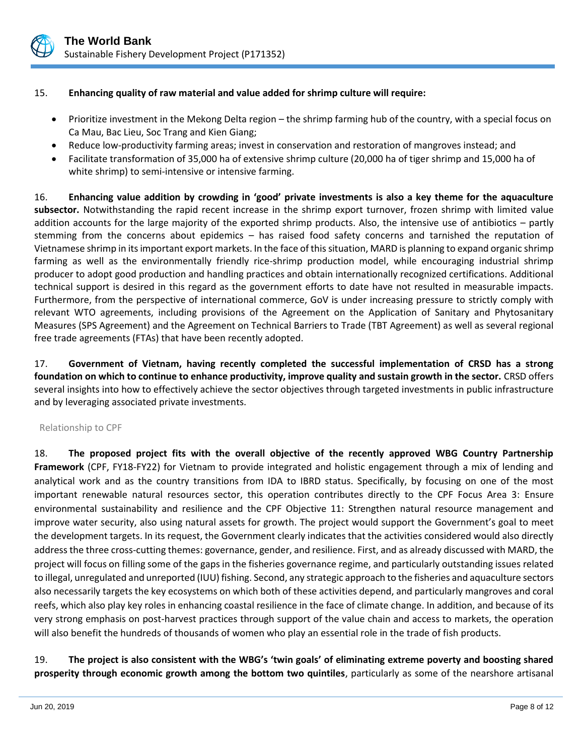15. **Enhancing quality of raw material and value added for shrimp culture will require:**

- Prioritize investment in the Mekong Delta region – the shrimp farming hub of the country, with a special focus on Ca Mau, Bac Lieu, Soc Trang and Kien Giang;
- Reduce low-productivity farming areas; invest in conservation and restoration of mangroves instead; and
- Facilitate transformation of 35,000 ha of extensive shrimp culture (20,000 ha of tiger shrimp and 15,000 ha of white shrimp) to semi-intensive or intensive farming.

16. **Enhancing value addition by crowding in 'good' private investments is also a key theme for the aquaculture subsector.** Notwithstanding the rapid recent increase in the shrimp export turnover, frozen shrimp with limited value addition accounts for the large majority of the exported shrimp products. Also, the intensive use of antibiotics – partly stemming from the concerns about epidemics – has raised food safety concerns and tarnished the reputation of Vietnamese shrimp in its important export markets. In the face of this situation, MARD is planning to expand organic shrimp farming as well as the environmentally friendly rice-shrimp production model, while encouraging industrial shrimp producer to adopt good production and handling practices and obtain internationally recognized certifications. Additional technical support is desired in this regard as the government efforts to date have not resulted in measurable impacts. Furthermore, from the perspective of international commerce, GoV is under increasing pressure to strictly comply with relevant WTO agreements, including provisions of the Agreement on the Application of Sanitary and Phytosanitary Measures (SPS Agreement) and the Agreement on Technical Barriers to Trade (TBT Agreement) as well as several regional free trade agreements (FTAs) that have been recently adopted.

17. **Government of Vietnam, having recently completed the successful implementation of CRSD has a strong foundation on which to continue to enhance productivity, improve quality and sustain growth in the sector.** CRSD offers several insights into how to effectively achieve the sector objectives through targeted investments in public infrastructure and by leveraging associated private investments.

## Relationship to CPF

18. **The proposed project fits with the overall objective of the recently approved WBG Country Partnership Framework** (CPF, FY18-FY22) for Vietnam to provide integrated and holistic engagement through a mix of lending and analytical work and as the country transitions from IDA to IBRD status. Specifically, by focusing on one of the most important renewable natural resources sector, this operation contributes directly to the CPF Focus Area 3: Ensure environmental sustainability and resilience and the CPF Objective 11: Strengthen natural resource management and improve water security, also using natural assets for growth. The project would support the Government's goal to meet the development targets. In its request, the Government clearly indicates that the activities considered would also directly address the three cross-cutting themes: governance, gender, and resilience. First, and as already discussed with MARD, the project will focus on filling some of the gaps in the fisheries governance regime, and particularly outstanding issues related to illegal, unregulated and unreported (IUU) fishing. Second, any strategic approach to the fisheries and aquaculture sectors also necessarily targets the key ecosystems on which both of these activities depend, and particularly mangroves and coral reefs, which also play key roles in enhancing coastal resilience in the face of climate change. In addition, and because of its very strong emphasis on post-harvest practices through support of the value chain and access to markets, the operation will also benefit the hundreds of thousands of women who play an essential role in the trade of fish products.

19. **The project is also consistent with the WBG's 'twin goals' of eliminating extreme poverty and boosting shared prosperity through economic growth among the bottom two quintiles**, particularly as some of the nearshore artisanal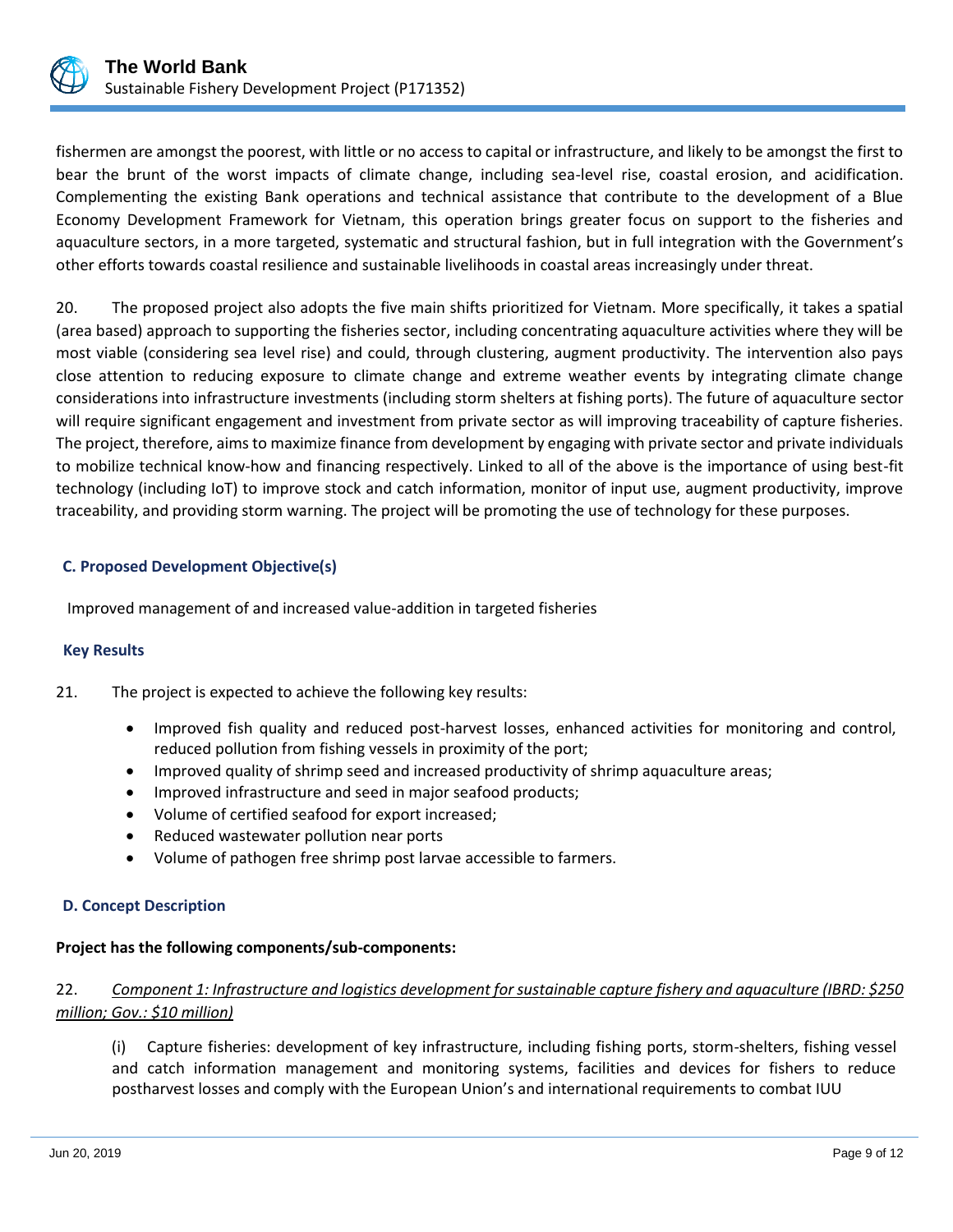fishermen are amongst the poorest, with little or no access to capital or infrastructure, and likely to be amongst the first to bear the brunt of the worst impacts of climate change, including sea-level rise, coastal erosion, and acidification. Complementing the existing Bank operations and technical assistance that contribute to the development of a Blue Economy Development Framework for Vietnam, this operation brings greater focus on support to the fisheries and aquaculture sectors, in a more targeted, systematic and structural fashion, but in full integration with the Government's other efforts towards coastal resilience and sustainable livelihoods in coastal areas increasingly under threat.

20. The proposed project also adopts the five main shifts prioritized for Vietnam. More specifically, it takes a spatial (area based) approach to supporting the fisheries sector, including concentrating aquaculture activities where they will be most viable (considering sea level rise) and could, through clustering, augment productivity. The intervention also pays close attention to reducing exposure to climate change and extreme weather events by integrating climate change considerations into infrastructure investments (including storm shelters at fishing ports). The future of aquaculture sector will require significant engagement and investment from private sector as will improving traceability of capture fisheries. The project, therefore, aims to maximize finance from development by engaging with private sector and private individuals to mobilize technical know-how and financing respectively. Linked to all of the above is the importance of using best-fit technology (including IoT) to improve stock and catch information, monitor of input use, augment productivity, improve traceability, and providing storm warning. The project will be promoting the use of technology for these purposes.

### C. Proposed Development Objective(s)

Improved management of and increased value-addition in targeted fisheries

### Key Results

21. The project is expected to achieve the following key results:

- Improved fish quality and reduced post-harvest losses, enhanced activities for monitoring and control, reduced pollution from fishing vessels in proximity of the port;
- Improved quality of shrimp seed and increased productivity of shrimp aquaculture areas;
- Improved infrastructure and seed in major seafood products;
- Volume of certified seafood for export increased;
- Reduced wastewater pollution near ports
- Volume of pathogen free shrimp post larvae accessible to farmers.

### D. Concept Description

**Project has the following components/sub-components:**

22. *Component 1: Infrastructure and logistics development for sustainable capture fishery and aquaculture (IBRD: $250 million; Gov.: $10 million)*

(i) Capture fisheries: development of key infrastructure, including fishing ports, storm-shelters, fishing vessel and catch information management and monitoring systems, facilities and devices for fishers to reduce postharvest losses and comply with the European Union's and international requirements to combat IUU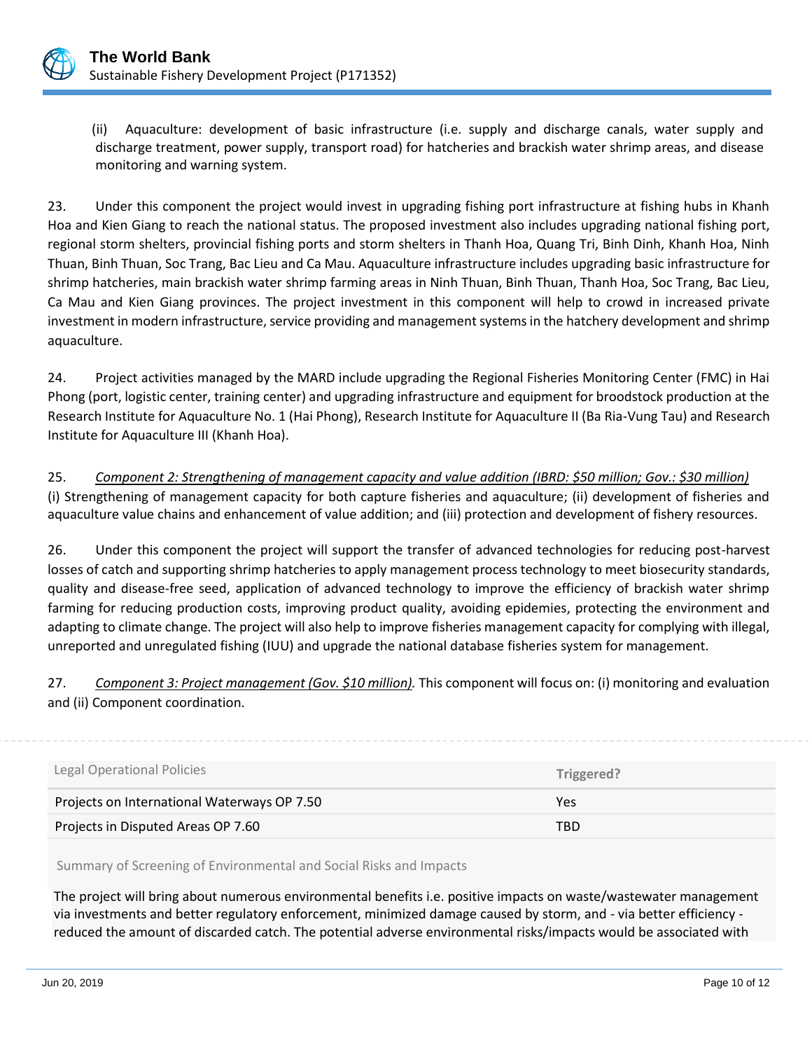(ii) Aquaculture: development of basic infrastructure (i.e. supply and discharge canals, water supply and discharge treatment, power supply, transport road) for hatcheries and brackish water shrimp areas, and disease monitoring and warning system.

23. Under this component the project would invest in upgrading fishing port infrastructure at fishing hubs in Khanh Hoa and Kien Giang to reach the national status. The proposed investment also includes upgrading national fishing port, regional storm shelters, provincial fishing ports and storm shelters in Thanh Hoa, Quang Tri, Binh Dinh, Khanh Hoa, Ninh Thuan, Binh Thuan, Soc Trang, Bac Lieu and Ca Mau. Aquaculture infrastructure includes upgrading basic infrastructure for shrimp hatcheries, main brackish water shrimp farming areas in Ninh Thuan, Binh Thuan, Thanh Hoa, Soc Trang, Bac Lieu, Ca Mau and Kien Giang provinces. The project investment in this component will help to crowd in increased private investment in modern infrastructure, service providing and management systems in the hatchery development and shrimp aquaculture.

24. Project activities managed by the MARD include upgrading the Regional Fisheries Monitoring Center (FMC) in Hai Phong (port, logistic center, training center) and upgrading infrastructure and equipment for broodstock production at the Research Institute for Aquaculture No. 1 (Hai Phong), Research Institute for Aquaculture II (Ba Ria-Vung Tau) and Research Institute for Aquaculture III (Khanh Hoa).

25. *Component 2: Strengthening of management capacity and value addition (IBRD: $50 million; Gov.: $30 million)* (i) Strengthening of management capacity for both capture fisheries and aquaculture; (ii) development of fisheries and aquaculture value chains and enhancement of value addition; and (iii) protection and development of fishery resources.

26. Under this component the project will support the transfer of advanced technologies for reducing post-harvest losses of catch and supporting shrimp hatcheries to apply management process technology to meet biosecurity standards, quality and disease-free seed, application of advanced technology to improve the efficiency of brackish water shrimp farming for reducing production costs, improving product quality, avoiding epidemies, protecting the environment and adapting to climate change. The project will also help to improve fisheries management capacity for complying with illegal, unreported and unregulated fishing (IUU) and upgrade the national database fisheries system for management.

27. *Component 3: Project management (Gov. $10 million).* This component will focus on: (i) monitoring and evaluation and (ii) Component coordination.

| Legal Operational Policies | Triggered? |
|---|---|
| Projects on International Waterways OP 7.50 | Yes |
| Projects in Disputed Areas OP 7.60 | TBD |

Summary of Screening of Environmental and Social Risks and Impacts

The project will bring about numerous environmental benefits i.e. positive impacts on waste/wastewater management via investments and better regulatory enforcement, minimized damage caused by storm, and - via better efficiency - reduced the amount of discarded catch. The potential adverse environmental risks/impacts would be associated with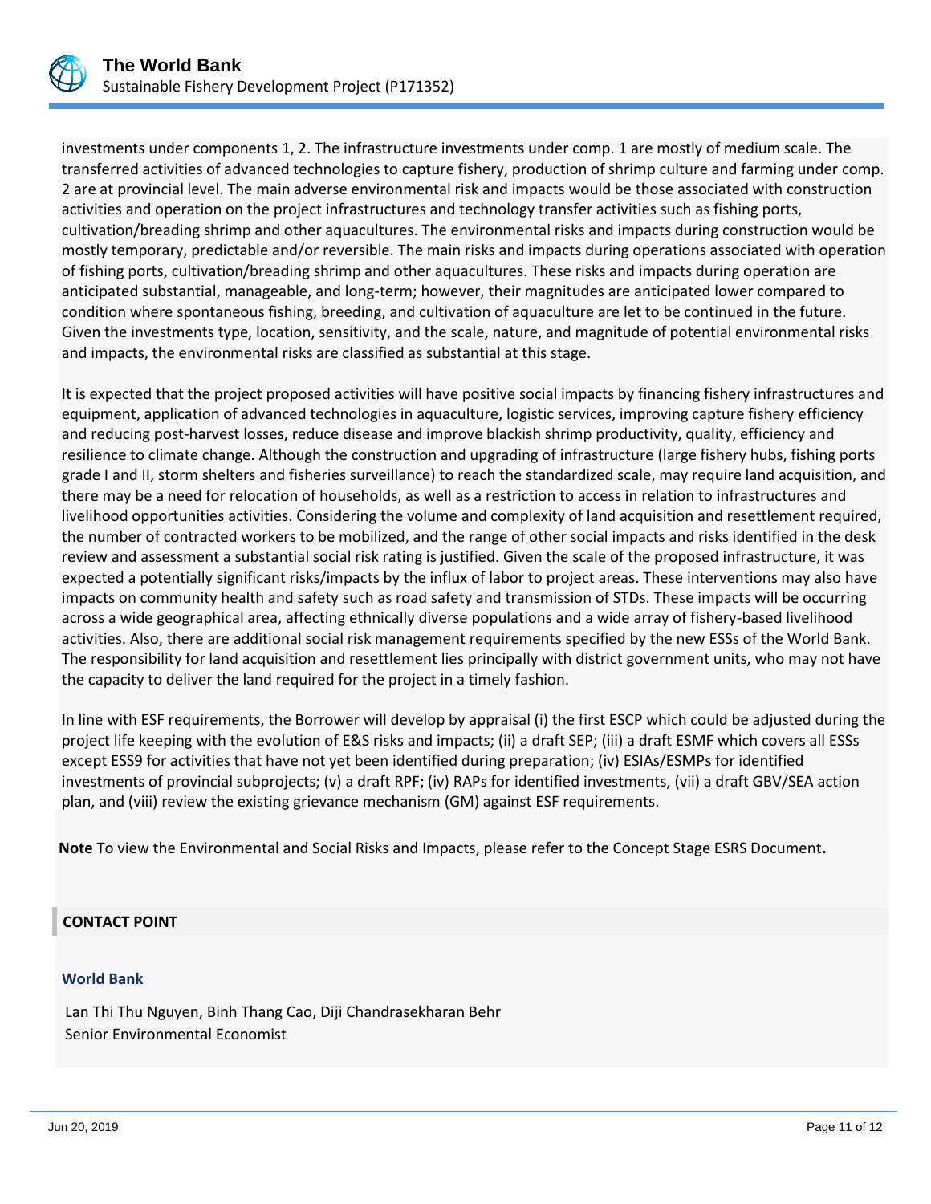investments under components 1, 2. The infrastructure investments under comp. 1 are mostly of medium scale. The transferred activities of advanced technologies to capture fishery, production of shrimp culture and farming under comp. 2 are at provincial level. The main adverse environmental risk and impacts would be those associated with construction activities and operation on the project infrastructures and technology transfer activities such as fishing ports, cultivation/breading shrimp and other aquacultures. The environmental risks and impacts during construction would be mostly temporary, predictable and/or reversible. The main risks and impacts during operations associated with operation of fishing ports, cultivation/breading shrimp and other aquacultures. These risks and impacts during operation are anticipated substantial, manageable, and long-term; however, their magnitudes are anticipated lower compared to condition where spontaneous fishing, breeding, and cultivation of aquaculture are let to be continued in the future. Given the investments type, location, sensitivity, and the scale, nature, and magnitude of potential environmental risks and impacts, the environmental risks are classified as substantial at this stage.

It is expected that the project proposed activities will have positive social impacts by financing fishery infrastructures and equipment, application of advanced technologies in aquaculture, logistic services, improving capture fishery efficiency and reducing post-harvest losses, reduce disease and improve blackish shrimp productivity, quality, efficiency and resilience to climate change. Although the construction and upgrading of infrastructure (large fishery hubs, fishing ports grade I and II, storm shelters and fisheries surveillance) to reach the standardized scale, may require land acquisition, and there may be a need for relocation of households, as well as a restriction to access in relation to infrastructures and livelihood opportunities activities. Considering the volume and complexity of land acquisition and resettlement required, the number of contracted workers to be mobilized, and the range of other social impacts and risks identified in the desk review and assessment a substantial social risk rating is justified. Given the scale of the proposed infrastructure, it was expected a potentially significant risks/impacts by the influx of labor to project areas. These interventions may also have impacts on community health and safety such as road safety and transmission of STDs. These impacts will be occurring across a wide geographical area, affecting ethnically diverse populations and a wide array of fishery-based livelihood activities. Also, there are additional social risk management requirements specified by the new ESSs of the World Bank. The responsibility for land acquisition and resettlement lies principally with district government units, who may not have the capacity to deliver the land required for the project in a timely fashion.

In line with ESF requirements, the Borrower will develop by appraisal (i) the first ESCP which could be adjusted during the project life keeping with the evolution of E&S risks and impacts; (ii) a draft SEP; (iii) a draft ESMF which covers all ESSs except ESS9 for activities that have not yet been identified during preparation; (iv) ESIAs/ESMPs for identified investments of provincial subprojects; (v) a draft RPF; (iv) RAPs for identified investments, (vii) a draft GBV/SEA action plan, and (viii) review the existing grievance mechanism (GM) against ESF requirements.

**Note** To view the Environmental and Social Risks and Impacts, please refer to the Concept Stage ESRS Document**.**

## CONTACT POINT

### World Bank

Lan Thi Thu Nguyen, Binh Thang Cao, Diji Chandrasekharan Behr
Senior Environmental Economist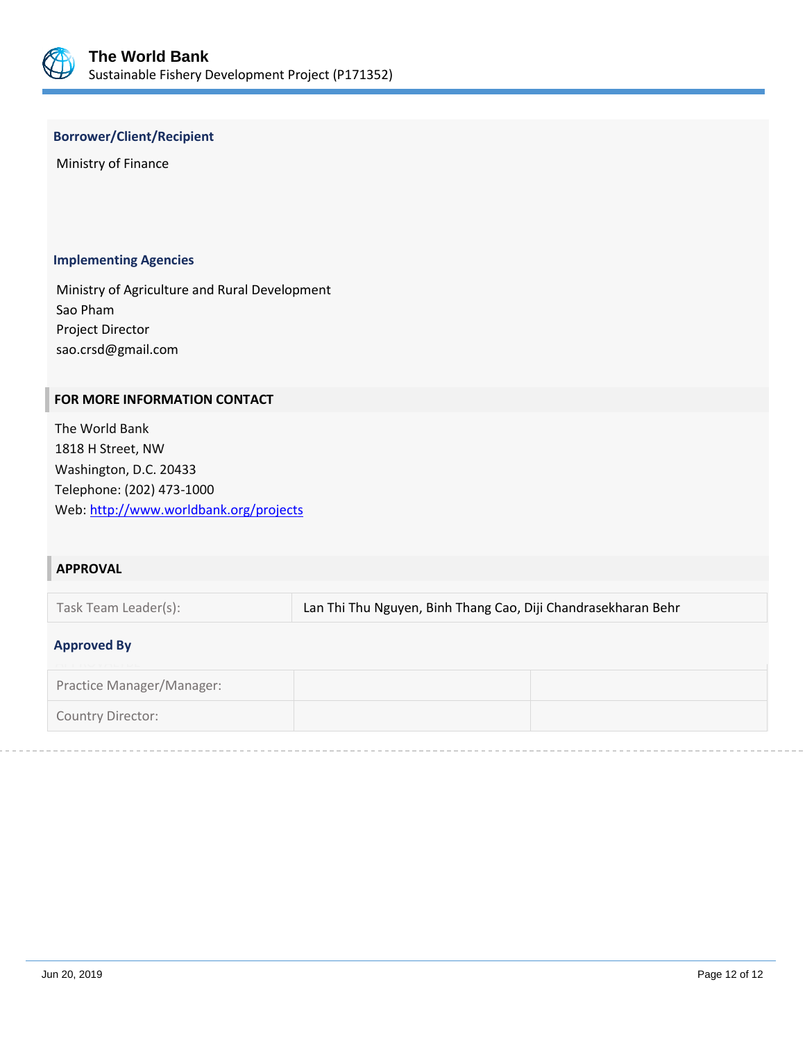### Borrower/Client/Recipient

Ministry of Finance

### Implementing Agencies

Ministry of Agriculture and Rural Development
Sao Pham
Project Director
sao.crsd@gmail.com

## FOR MORE INFORMATION CONTACT

The World Bank
1818 H Street, NW
Washington, D.C. 20433
Telephone: (202) 473-1000
Web: http://www.worldbank.org/projects

## APPROVAL

| | |
|---|---|
| Task Team Leader(s): | Lan Thi Thu Nguyen, Binh Thang Cao, Diji Chandrasekharan Behr |

### Approved By

| | | |
|---|---|---|
| Practice Manager/Manager: | | |
| Country Director: | | |